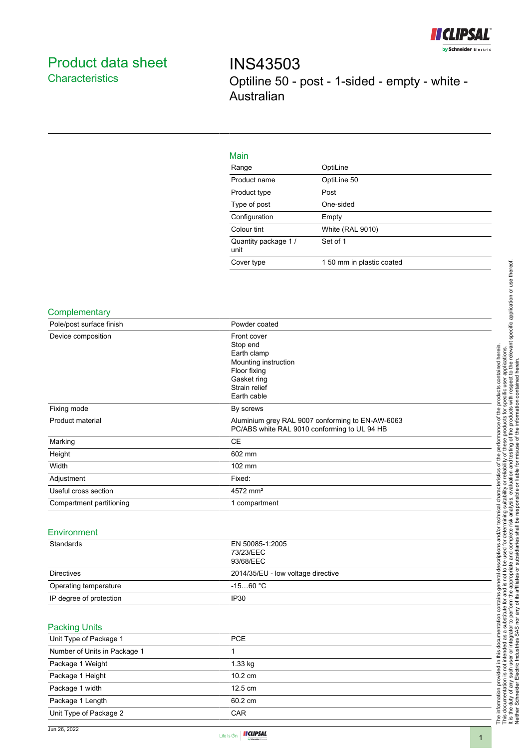# Product data sheet
## Characteristics

# INS43503
## Optiline 50 - post - 1-sided - empty - white - Australian

### Main

| | |
|---|---|
| Range | OptiLine |
| Product name | OptiLine 50 |
| Product type | Post |
| Type of post | One-sided |
| Configuration | Empty |
| Colour tint | White (RAL 9010) |
| Quantity package 1 / unit | Set of 1 |
| Cover type | 1 50 mm in plastic coated |

### Complementary

| | |
|---|---|
| Pole/post surface finish | Powder coated |
| Device composition | Front cover<br>Stop end<br>Earth clamp<br>Mounting instruction<br>Floor fixing<br>Gasket ring<br>Strain relief<br>Earth cable |
| Fixing mode | By screws |
| Product material | Aluminium grey RAL 9007 conforming to EN-AW-6063<br>PC/ABS white RAL 9010 conforming to UL 94 HB |
| Marking | CE |
| Height | 602 mm |
| Width | 102 mm |
| Adjustment | Fixed: |
| Useful cross section | 4572 mm² |
| Compartment partitioning | 1 compartment |

### Environment

| | |
|---|---|
| Standards | EN 50085-1:2005<br>73/23/EEC<br>93/68/EEC |
| Directives | 2014/35/EU - low voltage directive |
| Operating temperature | -15…60 °C |
| IP degree of protection | IP30 |

### Packing Units

| | |
|---|---|
| Unit Type of Package 1 | PCE |
| Number of Units in Package 1 | 1 |
| Package 1 Weight | 1.33 kg |
| Package 1 Height | 10.2 cm |
| Package 1 width | 12.5 cm |
| Package 1 Length | 60.2 cm |
| Unit Type of Package 2 | CAR |

The information provided in this documentation contains general descriptions and/or technical characteristics of the performance of the products contained herein.
This documentation is not intended as a substitute for and is not to be used for determining suitability or reliability of these products for specific user applications.
It is the duty of any such user or integrator to perform the appropriate and complete risk analysis, evaluation and testing of the products with respect to the relevant specific application or use thereof.
Neither Schneider Electric Industries SAS nor any of its affiliates or subsidiaries shall be responsible or liable for misuse of the information contained herein.

Jun 26, 2022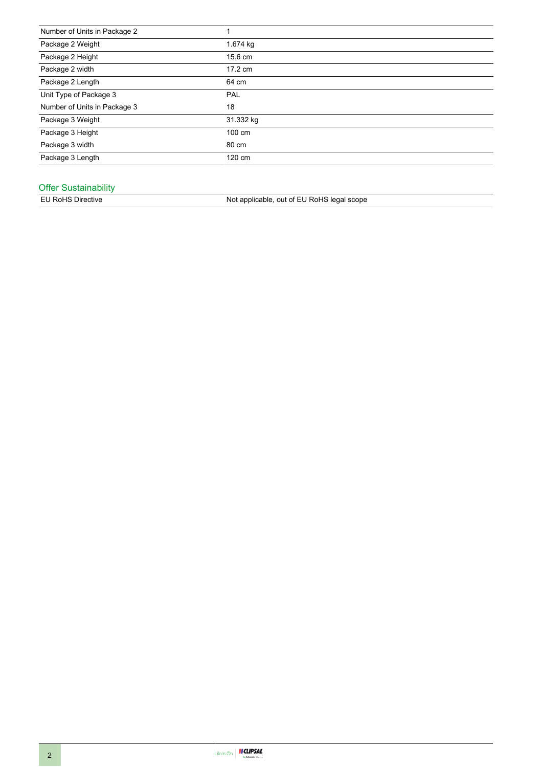| | |
|---|---|
| Number of Units in Package 2 | 1 |
| Package 2 Weight | 1.674 kg |
| Package 2 Height | 15.6 cm |
| Package 2 width | 17.2 cm |
| Package 2 Length | 64 cm |
| Unit Type of Package 3 | PAL |
| Number of Units in Package 3 | 18 |
| Package 3 Weight | 31.332 kg |
| Package 3 Height | 100 cm |
| Package 3 width | 80 cm |
| Package 3 Length | 120 cm |

## Offer Sustainability

| | |
|---|---|
| EU RoHS Directive | Not applicable, out of EU RoHS legal scope |